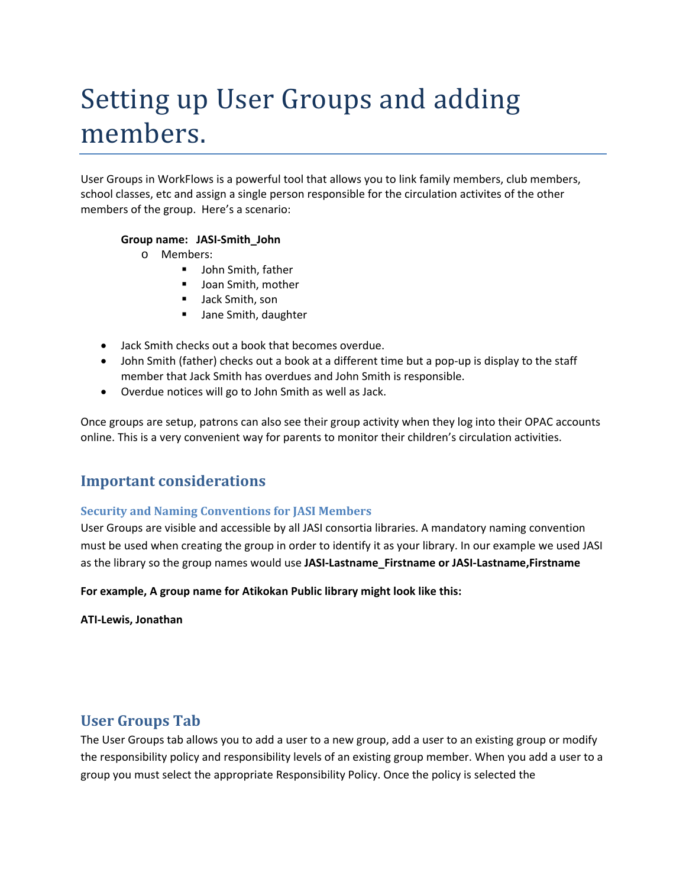# Setting up User Groups and adding members.

User Groups in WorkFlows is a powerful tool that allows you to link family members, club members, school classes, etc and assign a single person responsible for the circulation activites of the other members of the group.  Here's a scenario:

**Group name:   JASI-Smith_John**

- Members:
    - John Smith, father
    - Joan Smith, mother
    - Jack Smith, son
    - Jane Smith, daughter

- Jack Smith checks out a book that becomes overdue.
- John Smith (father) checks out a book at a different time but a pop-up is display to the staff member that Jack Smith has overdues and John Smith is responsible.
- Overdue notices will go to John Smith as well as Jack.

Once groups are setup, patrons can also see their group activity when they log into their OPAC accounts online. This is a very convenient way for parents to monitor their children's circulation activities.

## Important considerations

### Security and Naming Conventions for JASI Members

User Groups are visible and accessible by all JASI consortia libraries. A mandatory naming convention must be used when creating the group in order to identify it as your library. In our example we used JASI as the library so the group names would use **JASI-Lastname_Firstname or JASI-Lastname,Firstname**

**For example, A group name for Atikokan Public library might look like this:**

**ATI-Lewis, Jonathan**

## User Groups Tab

The User Groups tab allows you to add a user to a new group, add a user to an existing group or modify the responsibility policy and responsibility levels of an existing group member. When you add a user to a group you must select the appropriate Responsibility Policy. Once the policy is selected the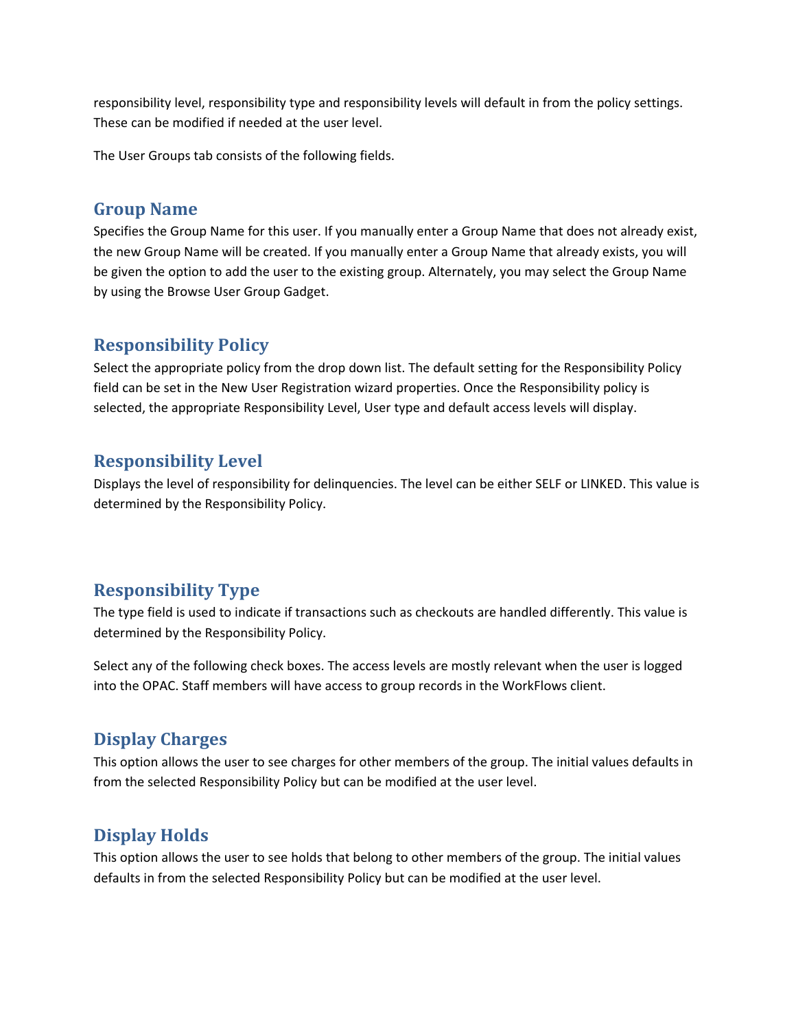responsibility level, responsibility type and responsibility levels will default in from the policy settings. These can be modified if needed at the user level.

The User Groups tab consists of the following fields.

## Group Name

Specifies the Group Name for this user. If you manually enter a Group Name that does not already exist, the new Group Name will be created. If you manually enter a Group Name that already exists, you will be given the option to add the user to the existing group. Alternately, you may select the Group Name by using the Browse User Group Gadget.

## Responsibility Policy

Select the appropriate policy from the drop down list. The default setting for the Responsibility Policy field can be set in the New User Registration wizard properties. Once the Responsibility policy is selected, the appropriate Responsibility Level, User type and default access levels will display.

## Responsibility Level

Displays the level of responsibility for delinquencies. The level can be either SELF or LINKED. This value is determined by the Responsibility Policy.

## Responsibility Type

The type field is used to indicate if transactions such as checkouts are handled differently. This value is determined by the Responsibility Policy.

Select any of the following check boxes. The access levels are mostly relevant when the user is logged into the OPAC. Staff members will have access to group records in the WorkFlows client.

## Display Charges

This option allows the user to see charges for other members of the group. The initial values defaults in from the selected Responsibility Policy but can be modified at the user level.

## Display Holds

This option allows the user to see holds that belong to other members of the group. The initial values defaults in from the selected Responsibility Policy but can be modified at the user level.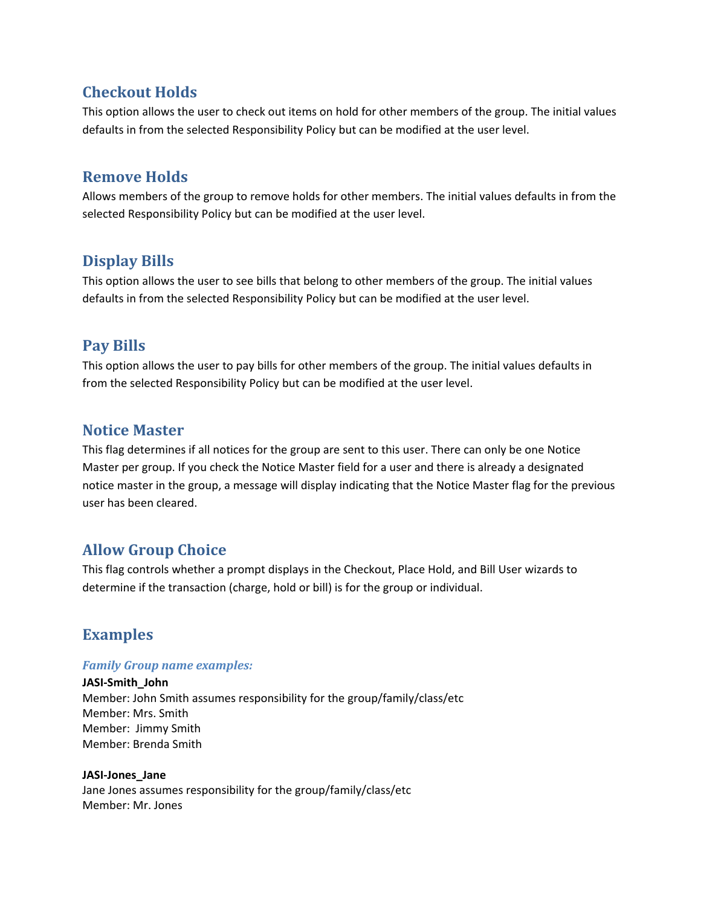## Checkout Holds

This option allows the user to check out items on hold for other members of the group. The initial values defaults in from the selected Responsibility Policy but can be modified at the user level.

## Remove Holds

Allows members of the group to remove holds for other members. The initial values defaults in from the selected Responsibility Policy but can be modified at the user level.

## Display Bills

This option allows the user to see bills that belong to other members of the group. The initial values defaults in from the selected Responsibility Policy but can be modified at the user level.

## Pay Bills

This option allows the user to pay bills for other members of the group. The initial values defaults in from the selected Responsibility Policy but can be modified at the user level.

## Notice Master

This flag determines if all notices for the group are sent to this user. There can only be one Notice Master per group. If you check the Notice Master field for a user and there is already a designated notice master in the group, a message will display indicating that the Notice Master flag for the previous user has been cleared.

## Allow Group Choice

This flag controls whether a prompt displays in the Checkout, Place Hold, and Bill User wizards to determine if the transaction (charge, hold or bill) is for the group or individual.

## Examples

### *Family Group name examples:*

**JASI-Smith_John**
Member: John Smith assumes responsibility for the group/family/class/etc
Member: Mrs. Smith
Member: Jimmy Smith
Member: Brenda Smith

**JASI-Jones_Jane**
Jane Jones assumes responsibility for the group/family/class/etc
Member: Mr. Jones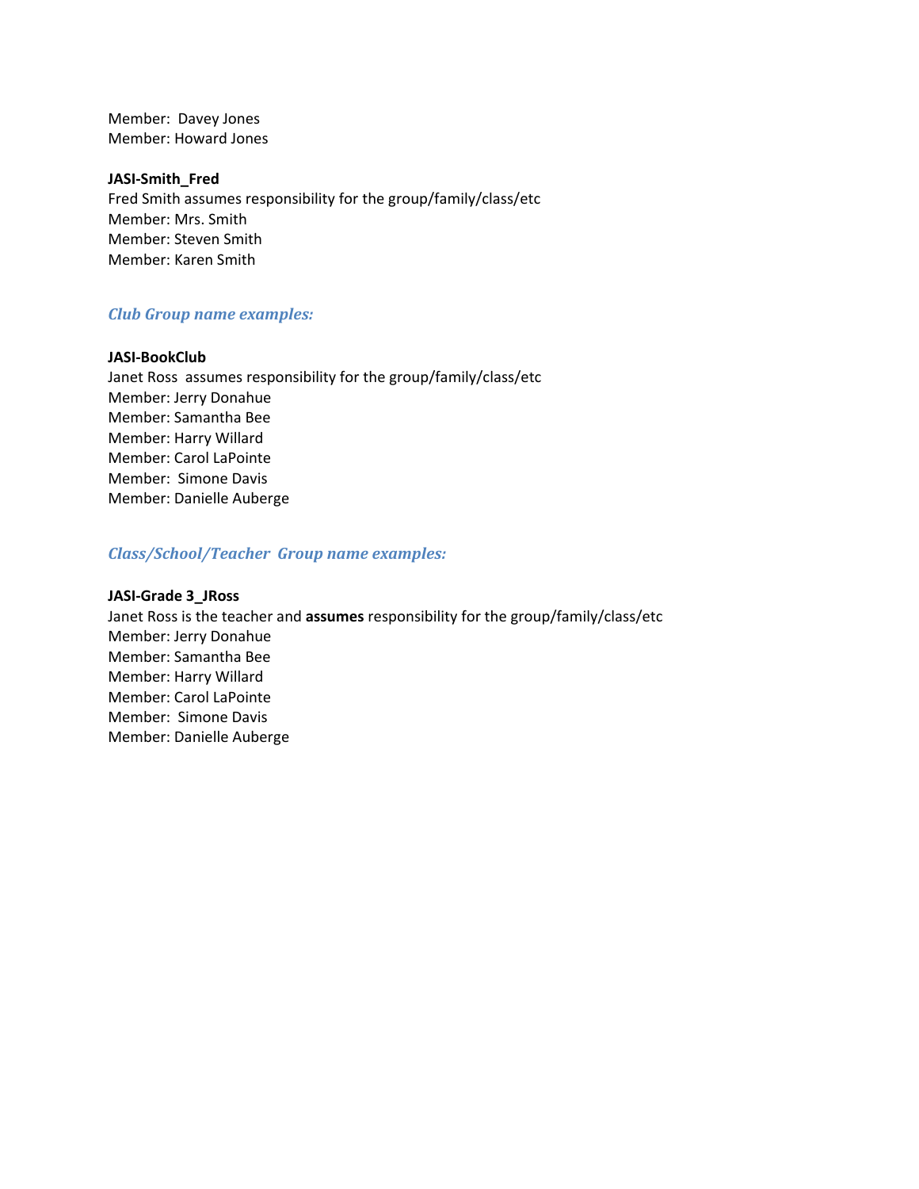Member: Davey Jones
Member: Howard Jones

**JASI-Smith_Fred**
Fred Smith assumes responsibility for the group/family/class/etc
Member: Mrs. Smith
Member: Steven Smith
Member: Karen Smith

### *Club Group name examples:*

**JASI-BookClub**
Janet Ross assumes responsibility for the group/family/class/etc
Member: Jerry Donahue
Member: Samantha Bee
Member: Harry Willard
Member: Carol LaPointe
Member: Simone Davis
Member: Danielle Auberge

### *Class/School/Teacher Group name examples:*

**JASI-Grade 3_JRoss**
Janet Ross is the teacher and **assumes** responsibility for the group/family/class/etc
Member: Jerry Donahue
Member: Samantha Bee
Member: Harry Willard
Member: Carol LaPointe
Member: Simone Davis
Member: Danielle Auberge